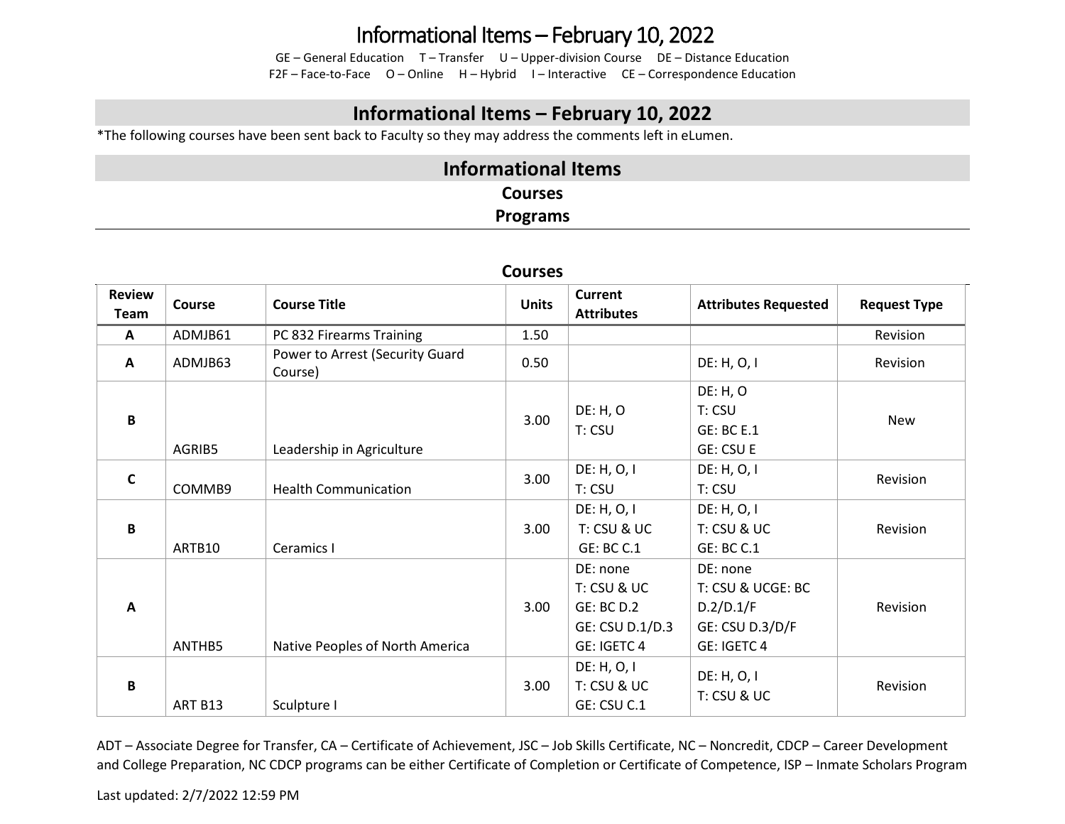# Informational Items – February 10, 2022

GE – General Education T – Transfer U – Upper-division Course DE – Distance Education
F2F – Face-to-Face O – Online H – Hybrid I – Interactive CE – Correspondence Education

## Informational Items – February 10, 2022

*The following courses have been sent back to Faculty so they may address the comments left in eLumen.

## Informational Items

**Courses**

**Programs**

---

### Courses

| Review Team | Course | Course Title | Units | Current Attributes | Attributes Requested | Request Type |
|---|---|---|---|---|---|---|
| A | ADMJB61 | PC 832 Firearms Training | 1.50 | | | Revision |
| A | ADMJB63 | Power to Arrest (Security Guard Course) | 0.50 | | DE: H, O, I | Revision |
| B | AGRIB5 | Leadership in Agriculture | 3.00 | DE: H, O<br>T: CSU | DE: H, O<br>T: CSU<br>GE: BC E.1<br>GE: CSU E | New |
| C | COMMB9 | Health Communication | 3.00 | DE: H, O, I<br>T: CSU | DE: H, O, I<br>T: CSU | Revision |
| B | ARTB10 | Ceramics I | 3.00 | DE: H, O, I<br>T: CSU & UC<br>GE: BC C.1 | DE: H, O, I<br>T: CSU & UC<br>GE: BC C.1 | Revision |
| A | ANTHB5 | Native Peoples of North America | 3.00 | DE: none<br>T: CSU & UC<br>GE: BC D.2<br>GE: CSU D.1/D.3<br>GE: IGETC 4 | DE: none<br>T: CSU & UCGE: BC D.2/D.1/F<br>GE: CSU D.3/D/F<br>GE: IGETC 4 | Revision |
| B | ART B13 | Sculpture I | 3.00 | DE: H, O, I<br>T: CSU & UC<br>GE: CSU C.1 | DE: H, O, I<br>T: CSU & UC | Revision |

ADT – Associate Degree for Transfer, CA – Certificate of Achievement, JSC – Job Skills Certificate, NC – Noncredit, CDCP – Career Development and College Preparation, NC CDCP programs can be either Certificate of Completion or Certificate of Competence, ISP – Inmate Scholars Program

Last updated: 2/7/2022 12:59 PM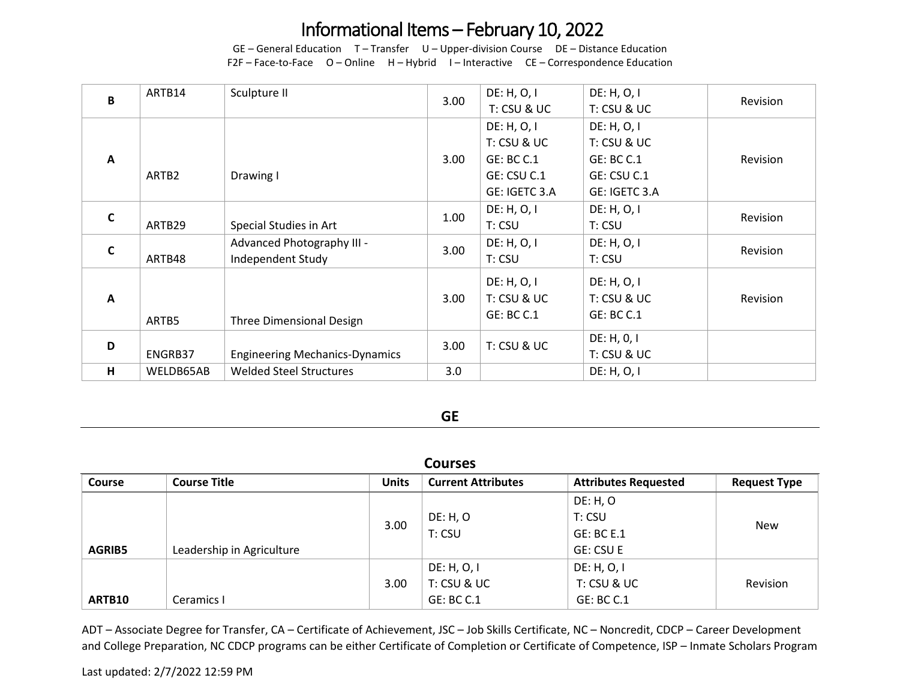# Informational Items – February 10, 2022

GE – General Education T – Transfer U – Upper-division Course DE – Distance Education
F2F – Face-to-Face O – Online H – Hybrid I – Interactive CE – Correspondence Education

| | | | | | | |
|---|---|---|---|---|---|---|
| **B** | ARTB14 | Sculpture II | 3.00 | DE: H, O, I<br>T: CSU & UC | DE: H, O, I<br>T: CSU & UC | Revision |
| **A** | ARTB2 | Drawing I | 3.00 | DE: H, O, I<br>T: CSU & UC<br>GE: BC C.1<br>GE: CSU C.1<br>GE: IGETC 3.A | DE: H, O, I<br>T: CSU & UC<br>GE: BC C.1<br>GE: CSU C.1<br>GE: IGETC 3.A | Revision |
| **C** | ARTB29 | Special Studies in Art | 1.00 | DE: H, O, I<br>T: CSU | DE: H, O, I<br>T: CSU | Revision |
| **C** | ARTB48 | Advanced Photography III - Independent Study | 3.00 | DE: H, O, I<br>T: CSU | DE: H, O, I<br>T: CSU | Revision |
| **A** | ARTB5 | Three Dimensional Design | 3.00 | DE: H, O, I<br>T: CSU & UC<br>GE: BC C.1 | DE: H, O, I<br>T: CSU & UC<br>GE: BC C.1 | Revision |
| **D** | ENGRB37 | Engineering Mechanics-Dynamics | 3.00 | T: CSU & UC | DE: H, 0, I<br>T: CSU & UC | |
| **H** | WELDB65AB | Welded Steel Structures | 3.0 | | DE: H, O, I | |

## GE

### Courses

| Course | Course Title | Units | Current Attributes | Attributes Requested | Request Type |
|---|---|---|---|---|---|
| **AGRIB5** | Leadership in Agriculture | 3.00 | DE: H, O<br>T: CSU | DE: H, O<br>T: CSU<br>GE: BC E.1<br>GE: CSU E | New |
| **ARTB10** | Ceramics I | 3.00 | DE: H, O, I<br>T: CSU & UC<br>GE: BC C.1 | DE: H, O, I<br>T: CSU & UC<br>GE: BC C.1 | Revision |

ADT – Associate Degree for Transfer, CA – Certificate of Achievement, JSC – Job Skills Certificate, NC – Noncredit, CDCP – Career Development and College Preparation, NC CDCP programs can be either Certificate of Completion or Certificate of Competence, ISP – Inmate Scholars Program

Last updated: 2/7/2022 12:59 PM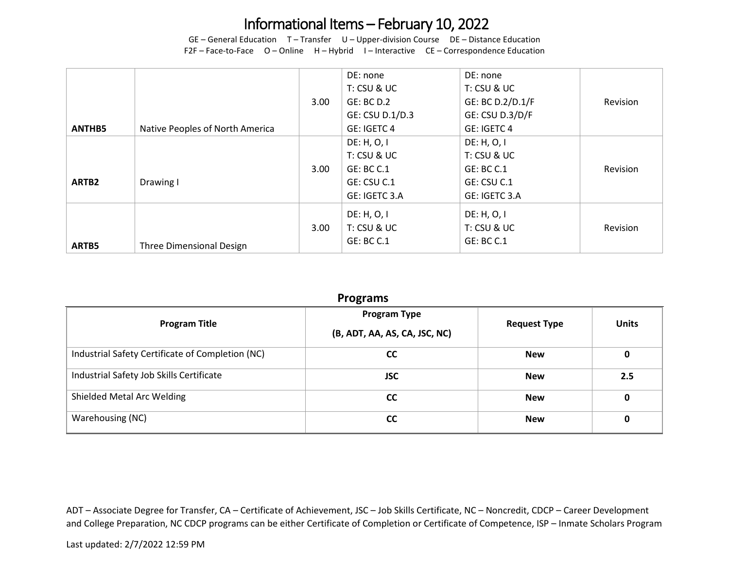# Informational Items – February 10, 2022

GE – General Education T – Transfer U – Upper-division Course DE – Distance Education
F2F – Face-to-Face O – Online H – Hybrid I – Interactive CE – Correspondence Education

| | | | | | |
|---|---|---|---|---|---|
| **ANTHB5** | Native Peoples of North America | 3.00 | DE: none<br>T: CSU & UC<br>GE: BC D.2<br>GE: CSU D.1/D.3<br>GE: IGETC 4 | DE: none<br>T: CSU & UC<br>GE: BC D.2/D.1/F<br>GE: CSU D.3/D/F<br>GE: IGETC 4 | Revision |
| **ARTB2** | Drawing I | 3.00 | DE: H, O, I<br>T: CSU & UC<br>GE: BC C.1<br>GE: CSU C.1<br>GE: IGETC 3.A | DE: H, O, I<br>T: CSU & UC<br>GE: BC C.1<br>GE: CSU C.1<br>GE: IGETC 3.A | Revision |
| **ARTB5** | Three Dimensional Design | 3.00 | DE: H, O, I<br>T: CSU & UC<br>GE: BC C.1 | DE: H, O, I<br>T: CSU & UC<br>GE: BC C.1 | Revision |

## Programs

| Program Title | Program Type (B, ADT, AA, AS, CA, JSC, NC) | Request Type | Units |
|---|---|---|---|
| Industrial Safety Certificate of Completion (NC) | **CC** | **New** | **0** |
| Industrial Safety Job Skills Certificate | **JSC** | **New** | **2.5** |
| Shielded Metal Arc Welding | **CC** | **New** | **0** |
| Warehousing (NC) | **CC** | **New** | **0** |

ADT – Associate Degree for Transfer, CA – Certificate of Achievement, JSC – Job Skills Certificate, NC – Noncredit, CDCP – Career Development and College Preparation, NC CDCP programs can be either Certificate of Completion or Certificate of Competence, ISP – Inmate Scholars Program

Last updated: 2/7/2022 12:59 PM